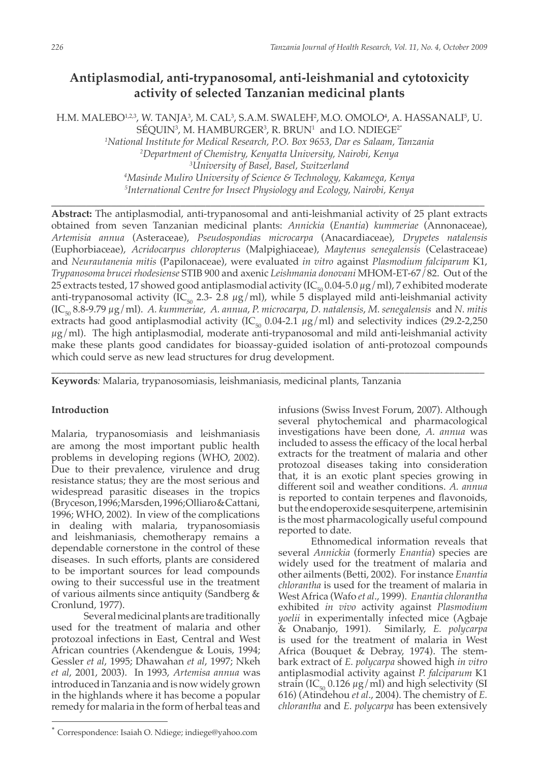# Antiplasmodial, anti-trypanosomal, anti-leishmanial and cytotoxicity activity of selected Tanzanian medicinal plants

H.M. MALEBO[1,2,3], W. TANJA[3], M. CAL[3], S.A.M. SWALEH[2], M.O. OMOLO[4], A. HASSANALI[5], U. SÉQUIN[3], M. HAMBURGER[3], R. BRUN[1] and I.O. NDIEGE[2*]

[1]National Institute for Medical Research, P.O. Box 9653, Dar es Salaam, Tanzania
[2]Department of Chemistry, Kenyatta University, Nairobi, Kenya
[3]University of Basel, Basel, Switzerland
[4]Masinde Muliro University of Science & Technology, Kakamega, Kenya
[5]International Centre for Insect Physiology and Ecology, Nairobi, Kenya

---

**Abstract:** The antiplasmodial, anti-trypanosomal and anti-leishmanial activity of 25 plant extracts obtained from seven Tanzanian medicinal plants: *Annickia* (*Enantia*) *kummeriae* (Annonaceae), *Artemisia annua* (Asteraceae), *Pseudospondias microcarpa* (Anacardiaceae), *Drypetes natalensis* (Euphorbiaceae), *Acridocarpus chloropterus* (Malpighiaceae), *Maytenus senegalensis* (Celastraceae) and *Neurautanenia mitis* (Papilonaceae), were evaluated *in vitro* against *Plasmodium falciparum* K1, *Trypanosoma brucei rhodesiense* STIB 900 and axenic *Leishmania donovani* MHOM-ET-67/82. Out of the 25 extracts tested, 17 showed good antiplasmodial activity ($IC_{50}$ 0.04-5.0 $\mu$g/ml), 7 exhibited moderate anti-trypanosomal activity ($IC_{50}$ 2.3- 2.8 $\mu$g/ml), while 5 displayed mild anti-leishmanial activity ($IC_{50}$ 8.8-9.79 $\mu$g/ml). *A. kummeriae, A. annua*, *P. microcarpa*, *D. natalensis*, *M. senegalensis* and *N. mitis* extracts had good antiplasmodial activity ($IC_{50}$ 0.04-2.1 $\mu$g/ml) and selectivity indices (29.2-2,250 $\mu$g/ml). The high antiplasmodial, moderate anti-trypanosomal and mild anti-leishmanial activity make these plants good candidates for bioassay-guided isolation of anti-protozoal compounds which could serve as new lead structures for drug development.

---

**Keywords***:* Malaria, trypanosomiasis, leishmaniasis, medicinal plants, Tanzania

## Introduction

Malaria, trypanosomiasis and leishmaniasis are among the most important public health problems in developing regions (WHO, 2002). Due to their prevalence, virulence and drug resistance status; they are the most serious and widespread parasitic diseases in the tropics (Bryceson,1996;Marsden,1996;Olliaro&Cattani, 1996; WHO, 2002). In view of the complications in dealing with malaria, trypanosomiasis and leishmaniasis, chemotherapy remains a dependable cornerstone in the control of these diseases. In such efforts, plants are considered to be important sources for lead compounds owing to their successful use in the treatment of various ailments since antiquity (Sandberg & Cronlund, 1977).

Several medicinal plants are traditionally used for the treatment of malaria and other protozoal infections in East, Central and West African countries (Akendengue & Louis, 1994; Gessler *et al*, 1995; Dhawahan *et al*, 1997; Nkeh *et al*, 2001, 2003). In 1993, *Artemisa annua* was introduced in Tanzania and is now widely grown in the highlands where it has become a popular remedy for malaria in the form of herbal teas and infusions (Swiss Invest Forum, 2007). Although several phytochemical and pharmacological investigations have been done, *A. annua* was included to assess the efficacy of the local herbal extracts for the treatment of malaria and other protozoal diseases taking into consideration that, it is an exotic plant species growing in different soil and weather conditions. *A. annua* is reported to contain terpenes and flavonoids, but the endoperoxide sesquiterpene, artemisinin is the most pharmacologically useful compound reported to date.

Ethnomedical information reveals that several *Annickia* (formerly *Enantia*) species are widely used for the treatment of malaria and other ailments (Betti, 2002). For instance *Enantia chlorantha* is used for the treament of malaria in West Africa (Wafo *et al*., 1999). *Enantia chlorantha* exhibited *in vivo* activity against *Plasmodium yoelii* in experimentally infected mice (Agbaje & Onabanjo, 1991). Similarly, *E. polycarpa* is used for the treatment of malaria in West Africa (Bouquet & Debray, 1974). The stem-bark extract of *E. polycarpa* showed high *in vitro* antiplasmodial activity against *P. falciparum* K1 strain ($IC_{50}$ 0.126 $\mu$g/ml) and high selectivity (SI 616) (Atindehou *et al*., 2004). The chemistry of *E. chlorantha* and *E. polycarpa* has been extensively

[*] Correspondence: Isaiah O. Ndiege; indiege@yahoo.com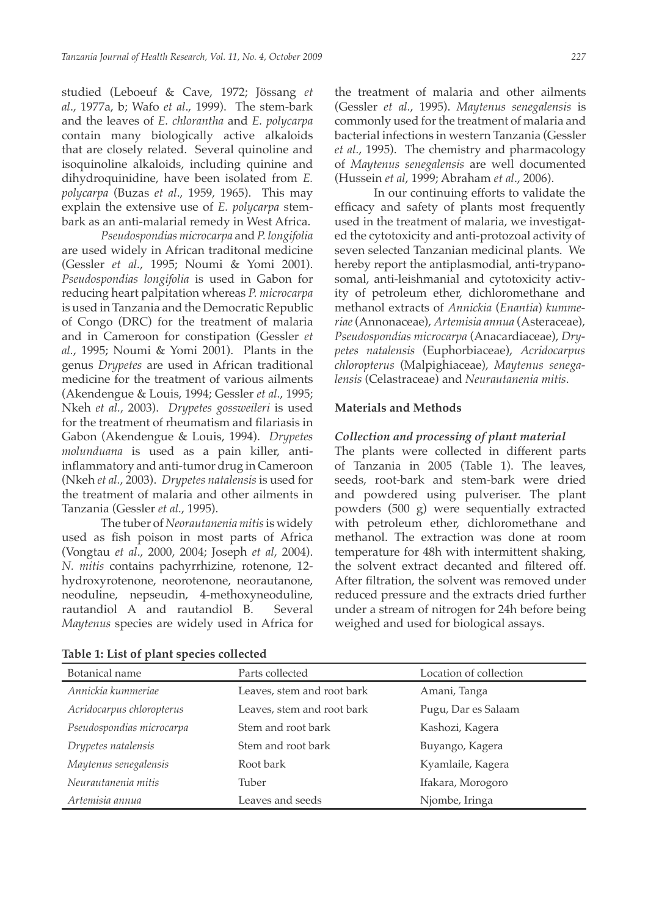studied (Leboeuf & Cave, 1972; Jössang *et al*., 1977a, b; Wafo *et al*., 1999). The stem-bark and the leaves of *E. chlorantha* and *E. polycarpa* contain many biologically active alkaloids that are closely related. Several quinoline and isoquinoline alkaloids, including quinine and dihydroquinidine, have been isolated from *E. polycarpa* (Buzas *et al*., 1959, 1965). This may explain the extensive use of *E. polycarpa* stem-bark as an anti-malarial remedy in West Africa.

*Pseudospondias microcarpa* and *P. longifolia* are used widely in African traditonal medicine (Gessler *et al.*, 1995; Noumi & Yomi 2001). *Pseudospondias longifolia* is used in Gabon for reducing heart palpitation whereas *P. microcarpa* is used in Tanzania and the Democratic Republic of Congo (DRC) for the treatment of malaria and in Cameroon for constipation (Gessler *et al.*, 1995; Noumi & Yomi 2001). Plants in the genus *Drypetes* are used in African traditional medicine for the treatment of various ailments (Akendengue & Louis, 1994; Gessler *et al*., 1995; Nkeh *et al.*, 2003). *Drypetes gossweileri* is used for the treatment of rheumatism and filariasis in Gabon (Akendengue & Louis, 1994). *Drypetes molunduana* is used as a pain killer, anti-inflammatory and anti-tumor drug in Cameroon (Nkeh *et al.*, 2003). *Drypetes natalensis* is used for the treatment of malaria and other ailments in Tanzania (Gessler *et al*., 1995).

The tuber of *Neorautanenia mitis* is widely used as fish poison in most parts of Africa (Vongtau *et al*., 2000, 2004; Joseph *et al*, 2004). *N. mitis* contains pachyrrhizine, rotenone, 12-hydroxyrotenone, neorotenone, neorautanone, neoduline, nepseudin, 4-methoxyneoduline, rautandiol A and rautandiol B. Several *Maytenus* species are widely used in Africa for the treatment of malaria and other ailments (Gessler *et al.*, 1995). *Maytenus senegalensis* is commonly used for the treatment of malaria and bacterial infections in western Tanzania (Gessler *et al.*, 1995). The chemistry and pharmacology of *Maytenus senegalensis* are well documented (Hussein *et al*, 1999; Abraham *et al*., 2006).

In our continuing efforts to validate the efficacy and safety of plants most frequently used in the treatment of malaria, we investigated the cytotoxicity and anti-protozoal activity of seven selected Tanzanian medicinal plants. We hereby report the antiplasmodial, anti-trypanosomal, anti-leishmanial and cytotoxicity activity of petroleum ether, dichloromethane and methanol extracts of *Annickia* (*Enantia*) *kummeriae* (Annonaceae), *Artemisia annua* (Asteraceae), *Pseudospondias microcarpa* (Anacardiaceae), *Drypetes natalensis* (Euphorbiaceae), *Acridocarpus chloropterus* (Malpighiaceae), *Maytenus senegalensis* (Celastraceae) and *Neurautanenia mitis*.

## Materials and Methods

### *Collection and processing of plant material*

The plants were collected in different parts of Tanzania in 2005 (Table 1). The leaves, seeds, root-bark and stem-bark were dried and powdered using pulveriser. The plant powders (500 g) were sequentially extracted with petroleum ether, dichloromethane and methanol. The extraction was done at room temperature for 48h with intermittent shaking, the solvent extract decanted and filtered off. After filtration, the solvent was removed under reduced pressure and the extracts dried further under a stream of nitrogen for 24h before being weighed and used for biological assays.

**Table 1: List of plant species collected**

| Botanical name | Parts collected | Location of collection |
|---|---|---|
| *Annickia kummeriae* | Leaves, stem and root bark | Amani, Tanga |
| *Acridocarpus chloropterus* | Leaves, stem and root bark | Pugu, Dar es Salaam |
| *Pseudospondias microcarpa* | Stem and root bark | Kashozi, Kagera |
| *Drypetes natalensis* | Stem and root bark | Buyango, Kagera |
| *Maytenus senegalensis* | Root bark | Kyamlaile, Kagera |
| *Neurautanenia mitis* | Tuber | Ifakara, Morogoro |
| *Artemisia annua* | Leaves and seeds | Njombe, Iringa |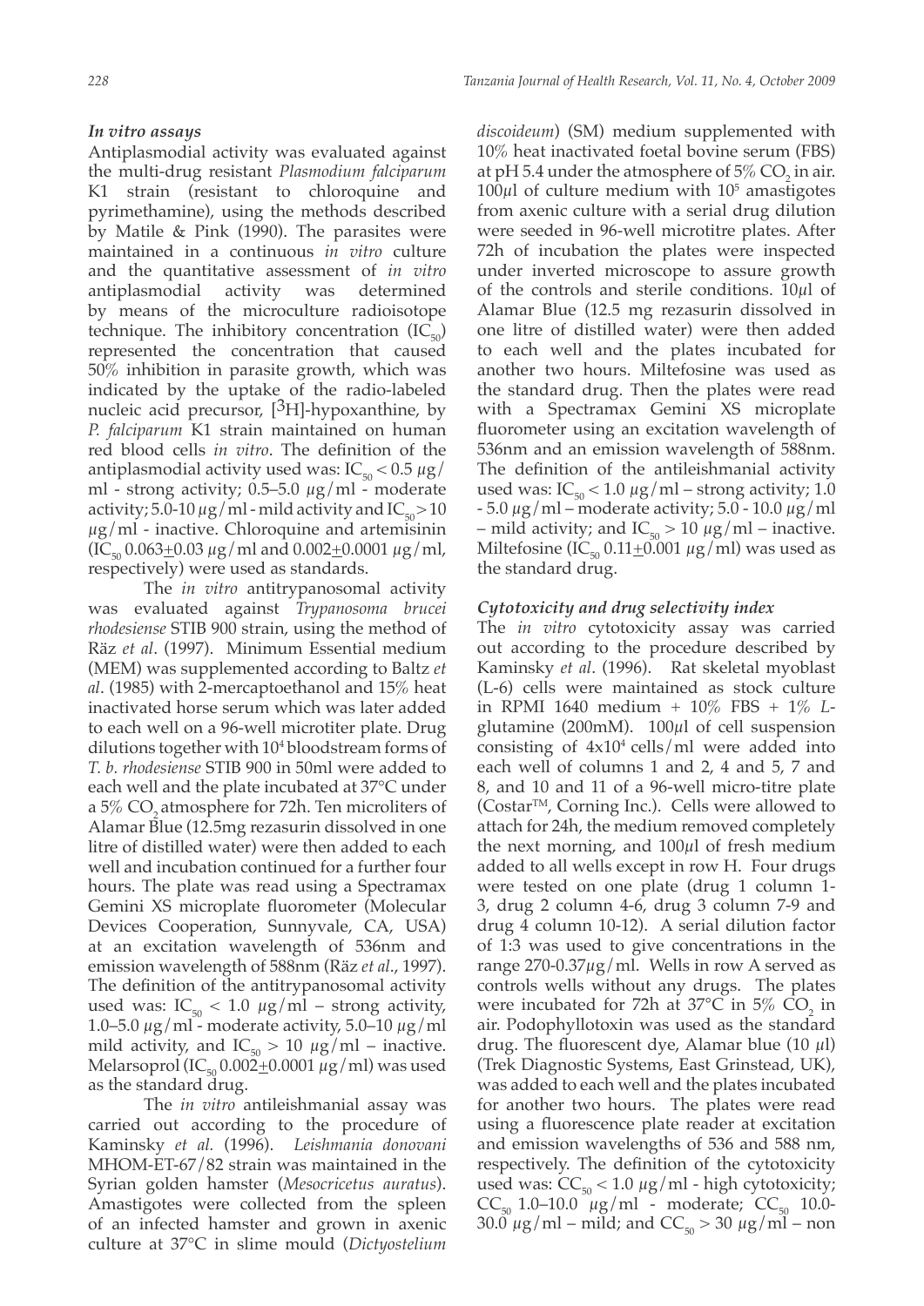### *In vitro assays*

Antiplasmodial activity was evaluated against the multi-drug resistant *Plasmodium falciparum* K1 strain (resistant to chloroquine and pyrimethamine), using the methods described by Matile & Pink (1990). The parasites were maintained in a continuous *in vitro* culture and the quantitative assessment of *in vitro* antiplasmodial activity was determined by means of the microculture radioisotope technique. The inhibitory concentration ($IC_{50}$) represented the concentration that caused 50% inhibition in parasite growth, which was indicated by the uptake of the radio-labeled nucleic acid precursor, [$^{3}$H]-hypoxanthine, by *P. falciparum* K1 strain maintained on human red blood cells *in vitro*. The definition of the antiplasmodial activity used was: $IC_{50} < 0.5$ µg/ml - strong activity; 0.5–5.0 µg/ml - moderate activity; 5.0-10 µg/ml - mild activity and $IC_{50} > 10$ µg/ml - inactive. Chloroquine and artemisinin ($IC_{50}$ 0.063±0.03 µg/ml and 0.002±0.0001 µg/ml, respectively) were used as standards.

The *in vitro* antitrypanosomal activity was evaluated against *Trypanosoma brucei rhodesiense* STIB 900 strain, using the method of Räz *et al*. (1997). Minimum Essential medium (MEM) was supplemented according to Baltz *et al*. (1985) with 2-mercaptoethanol and 15% heat inactivated horse serum which was later added to each well on a 96-well microtiter plate. Drug dilutions together with $10^4$ bloodstream forms of *T. b. rhodesiense* STIB 900 in 50ml were added to each well and the plate incubated at 37°C under a 5% $CO_2$ atmosphere for 72h. Ten microliters of Alamar Blue (12.5mg rezasurin dissolved in one litre of distilled water) were then added to each well and incubation continued for a further four hours. The plate was read using a Spectramax Gemini XS microplate fluorometer (Molecular Devices Cooperation, Sunnyvale, CA, USA) at an excitation wavelength of 536nm and emission wavelength of 588nm (Räz *et al*., 1997). The definition of the antitrypanosomal activity used was: $IC_{50} < 1.0$ µg/ml – strong activity, 1.0–5.0 µg/ml - moderate activity, 5.0–10 µg/ml mild activity, and $IC_{50} > 10$ µg/ml – inactive. Melarsoprol ($IC_{50}$ 0.002±0.0001 µg/ml) was used as the standard drug.

The *in vitro* antileishmanial assay was carried out according to the procedure of Kaminsky *et al.* (1996). *Leishmania donovani* MHOM-ET-67/82 strain was maintained in the Syrian golden hamster (*Mesocricetus auratus*). Amastigotes were collected from the spleen of an infected hamster and grown in axenic culture at 37°C in slime mould (*Dictyostelium discoideum*) (SM) medium supplemented with 10% heat inactivated foetal bovine serum (FBS) at pH 5.4 under the atmosphere of 5% $CO_2$ in air. 100µl of culture medium with $10^5$ amastigotes from axenic culture with a serial drug dilution were seeded in 96-well microtitre plates. After 72h of incubation the plates were inspected under inverted microscope to assure growth of the controls and sterile conditions. 10µl of Alamar Blue (12.5 mg rezasurin dissolved in one litre of distilled water) were then added to each well and the plates incubated for another two hours. Miltefosine was used as the standard drug. Then the plates were read with a Spectramax Gemini XS microplate fluorometer using an excitation wavelength of 536nm and an emission wavelength of 588nm. The definition of the antileishmanial activity used was: $IC_{50} < 1.0$ µg/ml – strong activity; 1.0 - 5.0 µg/ml – moderate activity; 5.0 - 10.0 µg/ml – mild activity; and $IC_{50} > 10$ µg/ml – inactive. Miltefosine ($IC_{50}$ 0.11±0.001 µg/ml) was used as the standard drug.

### *Cytotoxicity and drug selectivity index*

The *in vitro* cytotoxicity assay was carried out according to the procedure described by Kaminsky *et al*. (1996). Rat skeletal myoblast (L-6) cells were maintained as stock culture in RPMI 1640 medium + 10% FBS + 1% *L*-glutamine (200mM). 100µl of cell suspension consisting of $4 \times 10^4$ cells/ml were added into each well of columns 1 and 2, 4 and 5, 7 and 8, and 10 and 11 of a 96-well micro-titre plate (Costar™, Corning Inc.). Cells were allowed to attach for 24h, the medium removed completely the next morning, and 100µl of fresh medium added to all wells except in row H. Four drugs were tested on one plate (drug 1 column 1-3, drug 2 column 4-6, drug 3 column 7-9 and drug 4 column 10-12). A serial dilution factor of 1:3 was used to give concentrations in the range 270-0.37µg/ml. Wells in row A served as controls wells without any drugs. The plates were incubated for 72h at 37°C in 5% $CO_2$ in air. Podophyllotoxin was used as the standard drug. The fluorescent dye, Alamar blue (10 µl) (Trek Diagnostic Systems, East Grinstead, UK), was added to each well and the plates incubated for another two hours. The plates were read using a fluorescence plate reader at excitation and emission wavelengths of 536 and 588 nm, respectively. The definition of the cytotoxicity used was: $CC_{50} < 1.0$ µg/ml - high cytotoxicity; $CC_{50}$ 1.0–10.0 µg/ml - moderate; $CC_{50}$ 10.0-30.0 µg/ml – mild; and $CC_{50} > 30$ µg/ml – non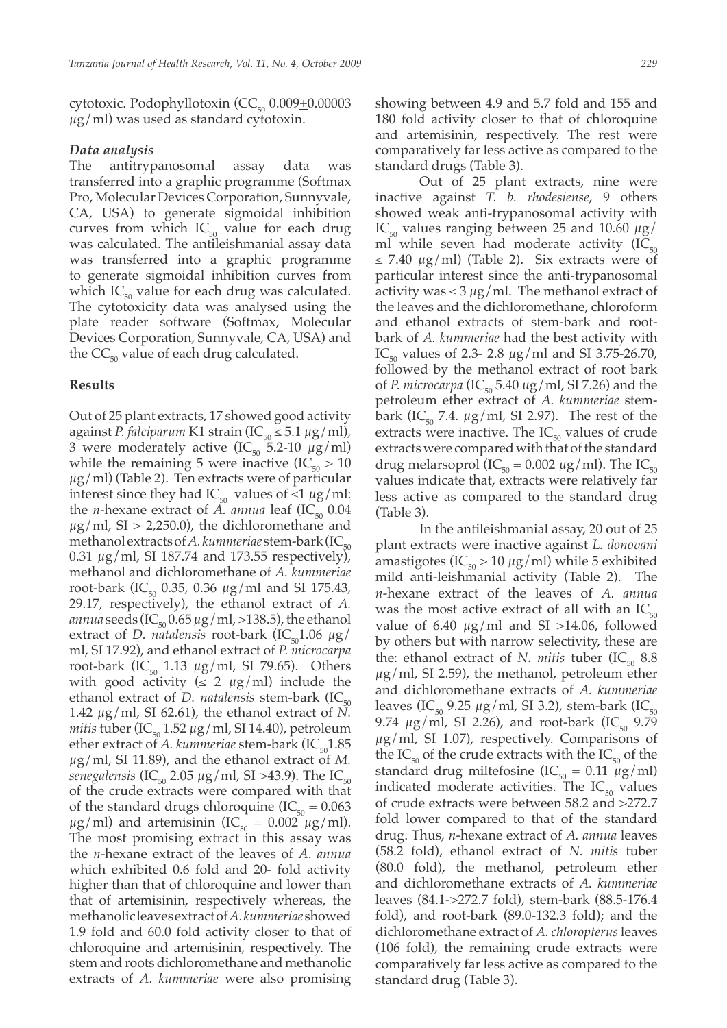cytotoxic. Podophyllotoxin ($CC_{50}$ 0.009±0.00003 µg/ml) was used as standard cytotoxin.

### *Data analysis*

The antitrypanosomal assay data was transferred into a graphic programme (Softmax Pro, Molecular Devices Corporation, Sunnyvale, CA, USA) to generate sigmoidal inhibition curves from which $IC_{50}$ value for each drug was calculated. The antileishmanial assay data was transferred into a graphic programme to generate sigmoidal inhibition curves from which $IC_{50}$ value for each drug was calculated. The cytotoxicity data was analysed using the plate reader software (Softmax, Molecular Devices Corporation, Sunnyvale, CA, USA) and the $CC_{50}$ value of each drug calculated.

## Results

Out of 25 plant extracts, 17 showed good activity against *P. falciparum* K1 strain ($IC_{50} \leq 5.1$ µg/ml), 3 were moderately active ($IC_{50}$ 5.2-10 µg/ml) while the remaining 5 were inactive ($IC_{50} > 10$ µg/ml) (Table 2). Ten extracts were of particular interest since they had $IC_{50}$ values of ≤1 µg/ml: the *n*-hexane extract of *A. annua* leaf ($IC_{50}$ 0.04 µg/ml, SI > 2,250.0), the dichloromethane and methanol extracts of *A. kummeriae* stem-bark ($IC_{50}$ 0.31 µg/ml, SI 187.74 and 173.55 respectively), methanol and dichloromethane of *A. kummeriae* root-bark ($IC_{50}$ 0.35, 0.36 µg/ml and SI 175.43, 29.17, respectively), the ethanol extract of *A. annua* seeds ($IC_{50}$ 0.65 µg/ml, >138.5), the ethanol extract of *D. natalensis* root-bark ($IC_{50}$ 1.06 µg/ml, SI 17.92), and ethanol extract of *P. microcarpa* root-bark ($IC_{50}$ 1.13 µg/ml, SI 79.65). Others with good activity (≤ 2 µg/ml) include the ethanol extract of *D. natalensis* stem-bark ($IC_{50}$ 1.42 µg/ml, SI 62.61), the ethanol extract of *N. mitis* tuber ($IC_{50}$ 1.52 µg/ml, SI 14.40), petroleum ether extract of *A. kummeriae* stem-bark ($IC_{50}$ 1.85 µg/ml, SI 11.89), and the ethanol extract of *M. senegalensis* ($IC_{50}$ 2.05 µg/ml, SI >43.9). The $IC_{50}$ of the crude extracts were compared with that of the standard drugs chloroquine ($IC_{50} = 0.063$ µg/ml) and artemisinin ($IC_{50} = 0.002$ µg/ml). The most promising extract in this assay was the *n*-hexane extract of the leaves of *A. annua* which exhibited 0.6 fold and 20- fold activity higher than that of chloroquine and lower than that of artemisinin, respectively whereas, the methanolic leaves extract of *A. kummeriae* showed 1.9 fold and 60.0 fold activity closer to that of chloroquine and artemisinin, respectively. The stem and roots dichloromethane and methanolic extracts of *A. kummeriae* were also promising showing between 4.9 and 5.7 fold and 155 and 180 fold activity closer to that of chloroquine and artemisinin, respectively. The rest were comparatively far less active as compared to the standard drugs (Table 3).

Out of 25 plant extracts, nine were inactive against *T. b. rhodesiense*, 9 others showed weak anti-trypanosomal activity with $IC_{50}$ values ranging between 25 and 10.60 µg/ml while seven had moderate activity ($IC_{50} \leq 7.40$ µg/ml) (Table 2). Six extracts were of particular interest since the anti-trypanosomal activity was ≤ 3 µg/ml. The methanol extract of the leaves and the dichloromethane, chloroform and ethanol extracts of stem-bark and root-bark of *A. kummeriae* had the best activity with $IC_{50}$ values of 2.3- 2.8 µg/ml and SI 3.75-26.70, followed by the methanol extract of root bark of *P. microcarpa* ($IC_{50}$ 5.40 µg/ml, SI 7.26) and the petroleum ether extract of *A. kummeriae* stem-bark ($IC_{50}$ 7.4. µg/ml, SI 2.97). The rest of the extracts were inactive. The $IC_{50}$ values of crude extracts were compared with that of the standard drug melarsoprol ($IC_{50} = 0.002$ µg/ml). The $IC_{50}$ values indicate that, extracts were relatively far less active as compared to the standard drug (Table 3).

In the antileishmanial assay, 20 out of 25 plant extracts were inactive against *L. donovani* amastigotes ($IC_{50} > 10$ µg/ml) while 5 exhibited mild anti-leishmanial activity (Table 2). The *n*-hexane extract of the leaves of *A. annua* was the most active extract of all with an $IC_{50}$ value of 6.40 µg/ml and SI >14.06, followed by others but with narrow selectivity, these are the: ethanol extract of *N. mitis* tuber ($IC_{50}$ 8.8 µg/ml, SI 2.59), the methanol, petroleum ether and dichloromethane extracts of *A. kummeriae* leaves ($IC_{50}$ 9.25 µg/ml, SI 3.2), stem-bark ($IC_{50}$ 9.74 µg/ml, SI 2.26), and root-bark ($IC_{50}$ 9.79 µg/ml, SI 1.07), respectively. Comparisons of the $IC_{50}$ of the crude extracts with the $IC_{50}$ of the standard drug miltefosine ($IC_{50} = 0.11$ µg/ml) indicated moderate activities. The $IC_{50}$ values of crude extracts were between 58.2 and >272.7 fold lower compared to that of the standard drug. Thus, *n*-hexane extract of *A. annua* leaves (58.2 fold), ethanol extract of *N. mitis* tuber (80.0 fold), the methanol, petroleum ether and dichloromethane extracts of *A. kummeriae* leaves (84.1->272.7 fold), stem-bark (88.5-176.4 fold), and root-bark (89.0-132.3 fold); and the dichloromethane extract of *A. chloropterus* leaves (106 fold), the remaining crude extracts were comparatively far less active as compared to the standard drug (Table 3).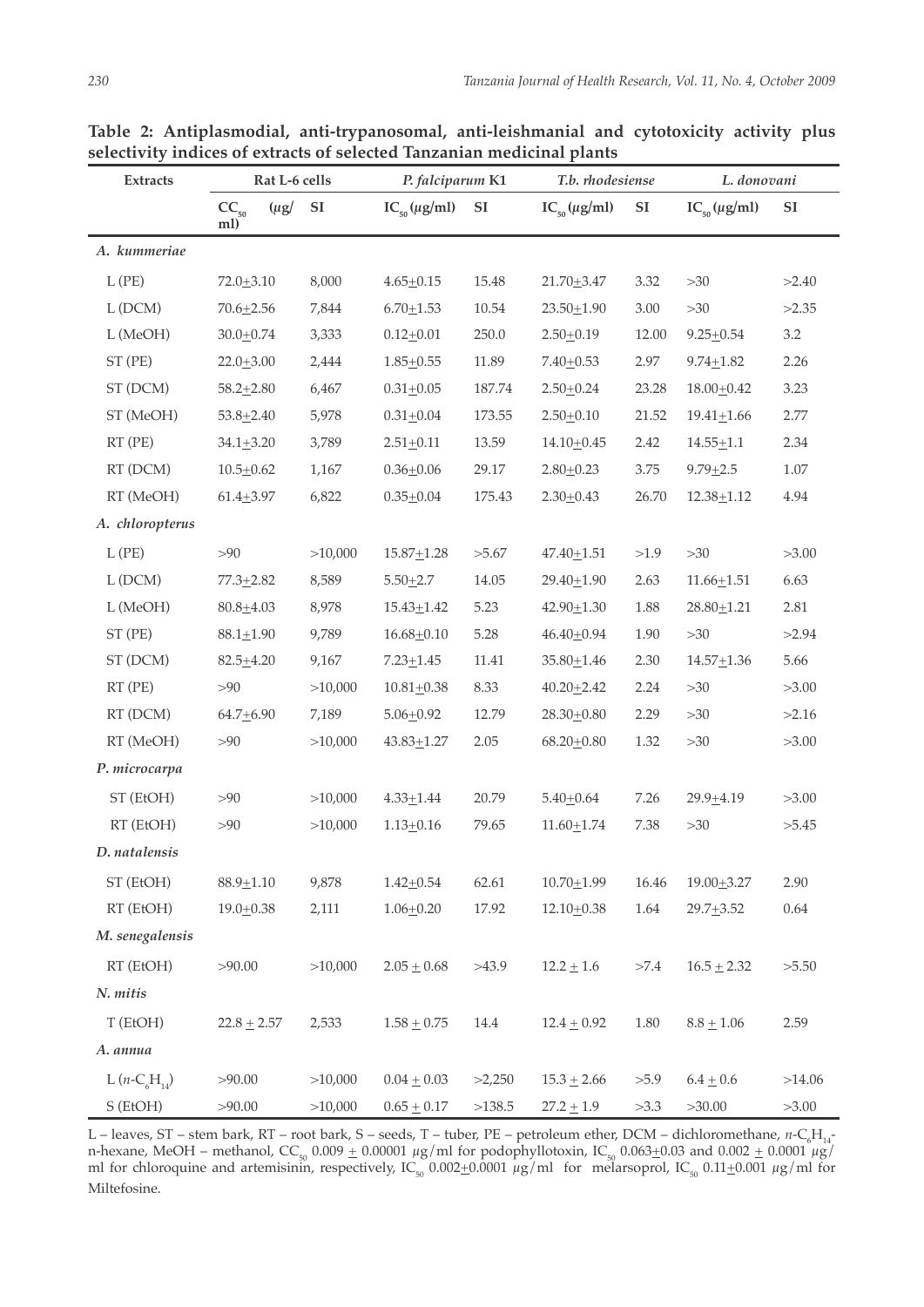**Table 2: Antiplasmodial, anti-trypanosomal, anti-leishmanial and cytotoxicity activity plus selectivity indices of extracts of selected Tanzanian medicinal plants**

| Extracts | Rat L-6 cells | | *P. falciparum* K1 | | *T.b. rhodesiense* | | *L. donovani* | |
|---|---|---|---|---|---|---|---|---|
| | $CC_{50}$ (μg/ml) | SI | $IC_{50}$ (μg/ml) | SI | $IC_{50}$ (μg/ml) | SI | $IC_{50}$ (μg/ml) | SI |
| *A. kummeriae* | | | | | | | | |
| L (PE) | 72.0±3.10 | 8,000 | 4.65±0.15 | 15.48 | 21.70±3.47 | 3.32 | >30 | >2.40 |
| L (DCM) | 70.6±2.56 | 7,844 | 6.70±1.53 | 10.54 | 23.50±1.90 | 3.00 | >30 | >2.35 |
| L (MeOH) | 30.0±0.74 | 3,333 | 0.12±0.01 | 250.0 | 2.50±0.19 | 12.00 | 9.25±0.54 | 3.2 |
| ST (PE) | 22.0±3.00 | 2,444 | 1.85±0.55 | 11.89 | 7.40±0.53 | 2.97 | 9.74±1.82 | 2.26 |
| ST (DCM) | 58.2±2.80 | 6,467 | 0.31±0.05 | 187.74 | 2.50±0.24 | 23.28 | 18.00±0.42 | 3.23 |
| ST (MeOH) | 53.8±2.40 | 5,978 | 0.31±0.04 | 173.55 | 2.50±0.10 | 21.52 | 19.41±1.66 | 2.77 |
| RT (PE) | 34.1±3.20 | 3,789 | 2.51±0.11 | 13.59 | 14.10±0.45 | 2.42 | 14.55±1.1 | 2.34 |
| RT (DCM) | 10.5±0.62 | 1,167 | 0.36±0.06 | 29.17 | 2.80±0.23 | 3.75 | 9.79±2.5 | 1.07 |
| RT (MeOH) | 61.4±3.97 | 6,822 | 0.35±0.04 | 175.43 | 2.30±0.43 | 26.70 | 12.38±1.12 | 4.94 |
| *A. chloropterus* | | | | | | | | |
| L (PE) | >90 | >10,000 | 15.87±1.28 | >5.67 | 47.40±1.51 | >1.9 | >30 | >3.00 |
| L (DCM) | 77.3±2.82 | 8,589 | 5.50±2.7 | 14.05 | 29.40±1.90 | 2.63 | 11.66±1.51 | 6.63 |
| L (MeOH) | 80.8±4.03 | 8,978 | 15.43±1.42 | 5.23 | 42.90±1.30 | 1.88 | 28.80±1.21 | 2.81 |
| ST (PE) | 88.1±1.90 | 9,789 | 16.68±0.10 | 5.28 | 46.40±0.94 | 1.90 | >30 | >2.94 |
| ST (DCM) | 82.5±4.20 | 9,167 | 7.23±1.45 | 11.41 | 35.80±1.46 | 2.30 | 14.57±1.36 | 5.66 |
| RT (PE) | >90 | >10,000 | 10.81±0.38 | 8.33 | 40.20±2.42 | 2.24 | >30 | >3.00 |
| RT (DCM) | 64.7±6.90 | 7,189 | 5.06±0.92 | 12.79 | 28.30±0.80 | 2.29 | >30 | >2.16 |
| RT (MeOH) | >90 | >10,000 | 43.83±1.27 | 2.05 | 68.20±0.80 | 1.32 | >30 | >3.00 |
| *P. microcarpa* | | | | | | | | |
| ST (EtOH) | >90 | >10,000 | 4.33±1.44 | 20.79 | 5.40±0.64 | 7.26 | 29.9±4.19 | >3.00 |
| RT (EtOH) | >90 | >10,000 | 1.13±0.16 | 79.65 | 11.60±1.74 | 7.38 | >30 | >5.45 |
| *D. natalensis* | | | | | | | | |
| ST (EtOH) | 88.9±1.10 | 9,878 | 1.42±0.54 | 62.61 | 10.70±1.99 | 16.46 | 19.00±3.27 | 2.90 |
| RT (EtOH) | 19.0±0.38 | 2,111 | 1.06±0.20 | 17.92 | 12.10±0.38 | 1.64 | 29.7±3.52 | 0.64 |
| *M. senegalensis* | | | | | | | | |
| RT (EtOH) | >90.00 | >10,000 | 2.05 ± 0.68 | >43.9 | 12.2 ± 1.6 | >7.4 | 16.5 ± 2.32 | >5.50 |
| *N. mitis* | | | | | | | | |
| T (EtOH) | 22.8 ± 2.57 | 2,533 | 1.58 ± 0.75 | 14.4 | 12.4 ± 0.92 | 1.80 | 8.8 ± 1.06 | 2.59 |
| *A. annua* | | | | | | | | |
| L ($n$-$C_6H_{14}$) | >90.00 | >10,000 | 0.04 ± 0.03 | >2,250 | 15.3 ± 2.66 | >5.9 | 6.4 ± 0.6 | >14.06 |
| S (EtOH) | >90.00 | >10,000 | 0.65 ± 0.17 | >138.5 | 27.2 ± 1.9 | >3.3 | >30.00 | >3.00 |

L – leaves, ST – stem bark, RT – root bark, S – seeds, T – tuber, PE – petroleum ether, DCM – dichloromethane, $n$-$C_6H_{14}$- n-hexane, MeOH – methanol, $CC_{50}$ 0.009 ± 0.00001 μg/ml for podophyllotoxin, $IC_{50}$ 0.063±0.03 and 0.002 ± 0.0001 μg/ml for chloroquine and artemisinin, respectively, $IC_{50}$ 0.002±0.0001 μg/ml for melarsoprol, $IC_{50}$ 0.11±0.001 μg/ml for Miltefosine.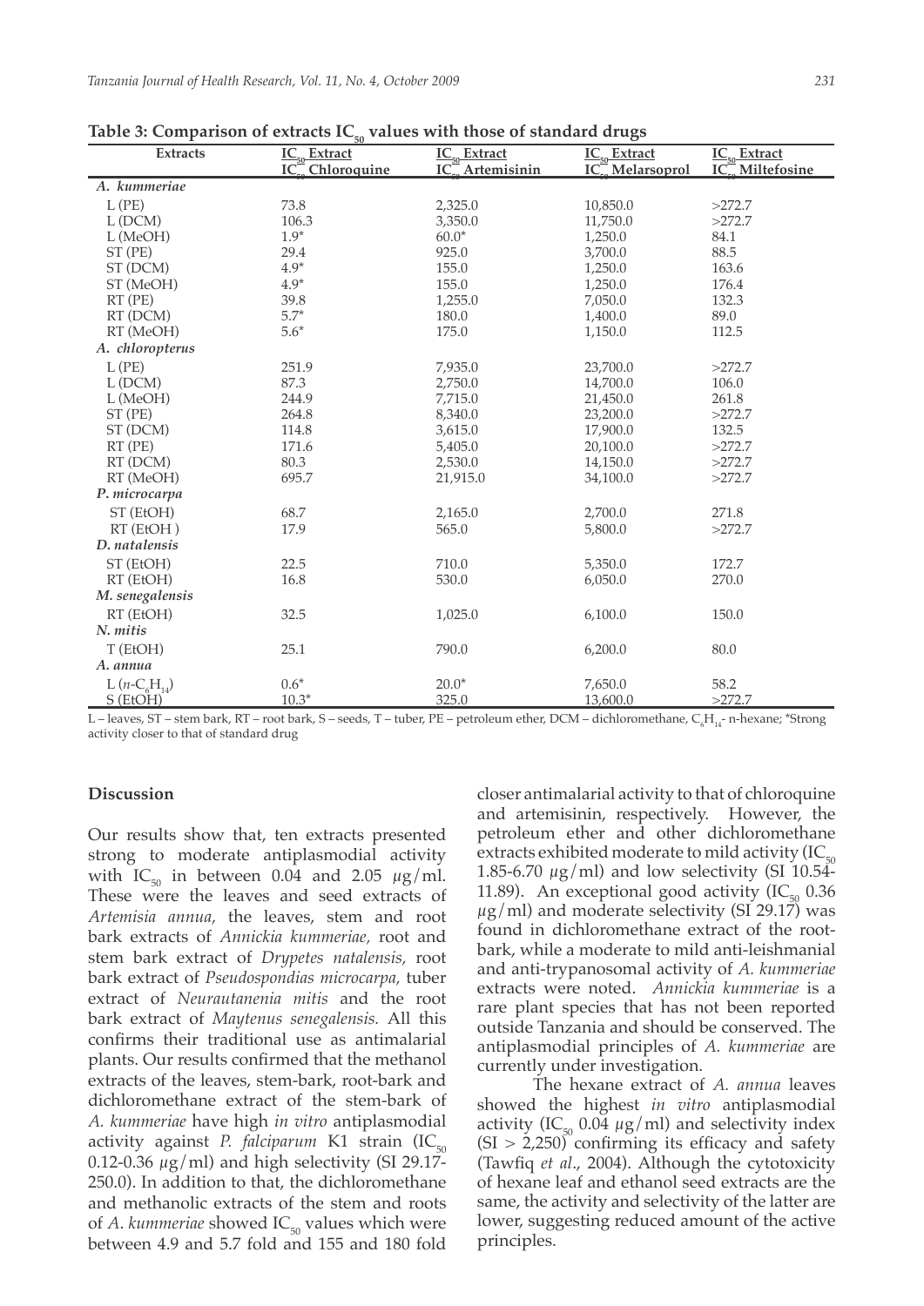**Table 3: Comparison of extracts $IC_{50}$ values with those of standard drugs**

| Extracts | $IC_{50}$ Extract / $IC_{50}$ Chloroquine | $IC_{50}$ Extract / $IC_{50}$ Artemisinin | $IC_{50}$ Extract / $IC_{50}$ Melarsoprol | $IC_{50}$ Extract / $IC_{50}$ Miltefosine |
|---|---|---|---|---|
| *A. kummeriae* | | | | |
| L (PE) | 73.8 | 2,325.0 | 10,850.0 | >272.7 |
| L (DCM) | 106.3 | 3,350.0 | 11,750.0 | >272.7 |
| L (MeOH) | 1.9* | 60.0* | 1,250.0 | 84.1 |
| ST (PE) | 29.4 | 925.0 | 3,700.0 | 88.5 |
| ST (DCM) | 4.9* | 155.0 | 1,250.0 | 163.6 |
| ST (MeOH) | 4.9* | 155.0 | 1,250.0 | 176.4 |
| RT (PE) | 39.8 | 1,255.0 | 7,050.0 | 132.3 |
| RT (DCM) | 5.7* | 180.0 | 1,400.0 | 89.0 |
| RT (MeOH) | 5.6* | 175.0 | 1,150.0 | 112.5 |
| *A. chloropterus* | | | | |
| L (PE) | 251.9 | 7,935.0 | 23,700.0 | >272.7 |
| L (DCM) | 87.3 | 2,750.0 | 14,700.0 | 106.0 |
| L (MeOH) | 244.9 | 7,715.0 | 21,450.0 | 261.8 |
| ST (PE) | 264.8 | 8,340.0 | 23,200.0 | >272.7 |
| ST (DCM) | 114.8 | 3,615.0 | 17,900.0 | 132.5 |
| RT (PE) | 171.6 | 5,405.0 | 20,100.0 | >272.7 |
| RT (DCM) | 80.3 | 2,530.0 | 14,150.0 | >272.7 |
| RT (MeOH) | 695.7 | 21,915.0 | 34,100.0 | >272.7 |
| *P. microcarpa* | | | | |
| ST (EtOH) | 68.7 | 2,165.0 | 2,700.0 | 271.8 |
| RT (EtOH ) | 17.9 | 565.0 | 5,800.0 | >272.7 |
| *D. natalensis* | | | | |
| ST (EtOH) | 22.5 | 710.0 | 5,350.0 | 172.7 |
| RT (EtOH) | 16.8 | 530.0 | 6,050.0 | 270.0 |
| *M. senegalensis* | | | | |
| RT (EtOH) | 32.5 | 1,025.0 | 6,100.0 | 150.0 |
| *N. mitis* | | | | |
| T (EtOH) | 25.1 | 790.0 | 6,200.0 | 80.0 |
| *A. annua* | | | | |
| L ($n$-$C_6H_{14}$) | 0.6* | 20.0* | 7,650.0 | 58.2 |
| S (EtOH) | 10.3* | 325.0 | 13,600.0 | >272.7 |

L – leaves, ST – stem bark, RT – root bark, S – seeds, T – tuber, PE – petroleum ether, DCM – dichloromethane, $C_6H_{14}$- n-hexane; *Strong activity closer to that of standard drug

## Discussion

Our results show that, ten extracts presented strong to moderate antiplasmodial activity with $IC_{50}$ in between 0.04 and 2.05 $\mu$g/ml. These were the leaves and seed extracts of *Artemisia annua,* the leaves, stem and root bark extracts of *Annickia kummeriae,* root and stem bark extract of *Drypetes natalensis,* root bark extract of *Pseudospondias microcarpa,* tuber extract of *Neurautanenia mitis* and the root bark extract of *Maytenus senegalensis.* All this confirms their traditional use as antimalarial plants. Our results confirmed that the methanol extracts of the leaves, stem-bark, root-bark and dichloromethane extract of the stem-bark of *A. kummeriae* have high *in vitro* antiplasmodial activity against *P. falciparum* K1 strain ($IC_{50}$ 0.12-0.36 $\mu$g/ml) and high selectivity (SI 29.17-250.0). In addition to that, the dichloromethane and methanolic extracts of the stem and roots of *A. kummeriae* showed $IC_{50}$ values which were between 4.9 and 5.7 fold and 155 and 180 fold closer antimalarial activity to that of chloroquine and artemisinin, respectively. However, the petroleum ether and other dichloromethane extracts exhibited moderate to mild activity ($IC_{50}$ 1.85-6.70 $\mu$g/ml) and low selectivity (SI 10.54-11.89). An exceptional good activity ($IC_{50}$ 0.36 $\mu$g/ml) and moderate selectivity (SI 29.17) was found in dichloromethane extract of the root-bark, while a moderate to mild anti-leishmanial and anti-trypanosomal activity of *A. kummeriae* extracts were noted. *Annickia kummeriae* is a rare plant species that has not been reported outside Tanzania and should be conserved. The antiplasmodial principles of *A. kummeriae* are currently under investigation.

The hexane extract of *A. annua* leaves showed the highest *in vitro* antiplasmodial activity ($IC_{50}$ 0.04 $\mu$g/ml) and selectivity index (SI > 2,250) confirming its efficacy and safety (Tawfiq *et al*., 2004). Although the cytotoxicity of hexane leaf and ethanol seed extracts are the same, the activity and selectivity of the latter are lower, suggesting reduced amount of the active principles.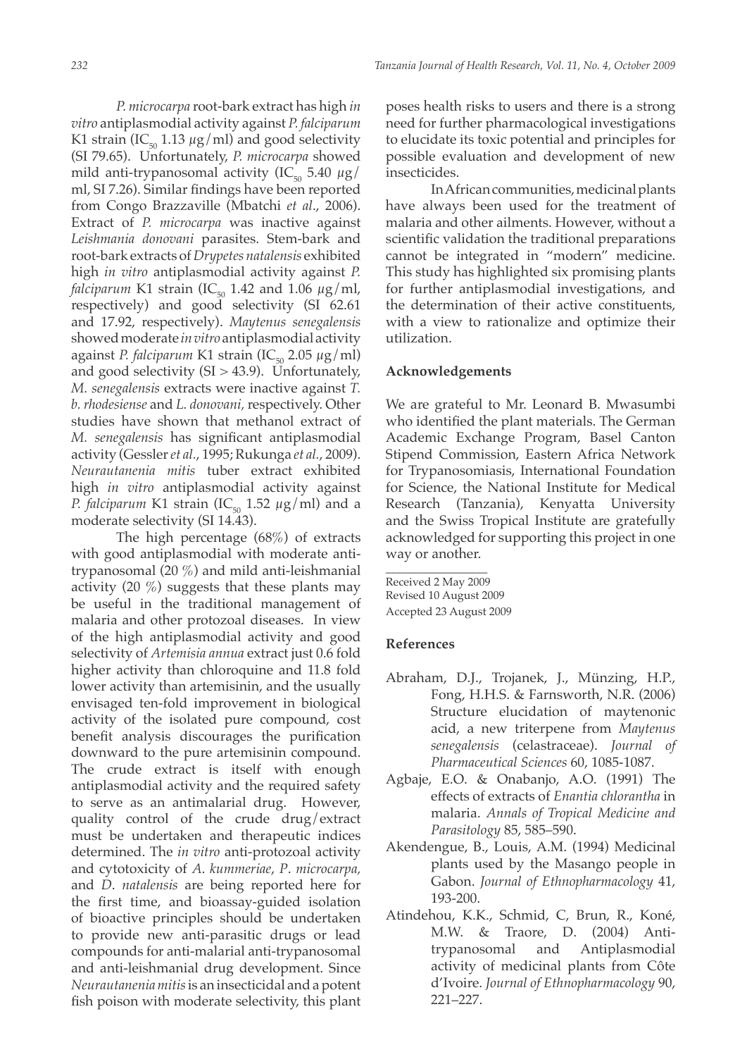*P. microcarpa* root-bark extract has high *in vitro* antiplasmodial activity against *P. falciparum* K1 strain ($IC_{50}$ 1.13 μg/ml) and good selectivity (SI 79.65). Unfortunately, *P. microcarpa* showed mild anti-trypanosomal activity ($IC_{50}$ 5.40 μg/ml, SI 7.26). Similar findings have been reported from Congo Brazzaville (Mbatchi *et al*., 2006). Extract of *P. microcarpa* was inactive against *Leishmania donovani* parasites. Stem-bark and root-bark extracts of *Drypetes natalensis* exhibited high *in vitro* antiplasmodial activity against *P. falciparum* K1 strain ($IC_{50}$ 1.42 and 1.06 μg/ml, respectively) and good selectivity (SI 62.61 and 17.92, respectively). *Maytenus senegalensis* showed moderate *in vitro* antiplasmodial activity against *P. falciparum* K1 strain ($IC_{50}$ 2.05 μg/ml) and good selectivity (SI > 43.9). Unfortunately, *M. senegalensis* extracts were inactive against *T. b. rhodesiense* and *L. donovani*, respectively. Other studies have shown that methanol extract of *M. senegalensis* has significant antiplasmodial activity (Gessler *et al*., 1995; Rukunga *et al*., 2009). *Neurautanenia mitis* tuber extract exhibited high *in vitro* antiplasmodial activity against *P. falciparum* K1 strain ($IC_{50}$ 1.52 μg/ml) and a moderate selectivity (SI 14.43).

The high percentage (68%) of extracts with good antiplasmodial with moderate anti-trypanosomal (20 %) and mild anti-leishmanial activity (20 %) suggests that these plants may be useful in the traditional management of malaria and other protozoal diseases. In view of the high antiplasmodial activity and good selectivity of *Artemisia annua* extract just 0.6 fold higher activity than chloroquine and 11.8 fold lower activity than artemisinin, and the usually envisaged ten-fold improvement in biological activity of the isolated pure compound, cost benefit analysis discourages the purification downward to the pure artemisinin compound. The crude extract is itself with enough antiplasmodial activity and the required safety to serve as an antimalarial drug. However, quality control of the crude drug/extract must be undertaken and therapeutic indices determined. The *in vitro* anti-protozoal activity and cytotoxicity of *A. kummeriae*, *P. microcarpa*, and *D. natalensis* are being reported here for the first time, and bioassay-guided isolation of bioactive principles should be undertaken to provide new anti-parasitic drugs or lead compounds for anti-malarial anti-trypanosomal and anti-leishmanial drug development. Since *Neurautanenia mitis* is an insecticidal and a potent fish poison with moderate selectivity, this plant poses health risks to users and there is a strong need for further pharmacological investigations to elucidate its toxic potential and principles for possible evaluation and development of new insecticides.

In African communities, medicinal plants have always been used for the treatment of malaria and other ailments. However, without a scientific validation the traditional preparations cannot be integrated in "modern" medicine. This study has highlighted six promising plants for further antiplasmodial investigations, and the determination of their active constituents, with a view to rationalize and optimize their utilization.

### Acknowledgements

We are grateful to Mr. Leonard B. Mwasumbi who identified the plant materials. The German Academic Exchange Program, Basel Canton Stipend Commission, Eastern Africa Network for Trypanosomiasis, International Foundation for Science, the National Institute for Medical Research (Tanzania), Kenyatta University and the Swiss Tropical Institute are gratefully acknowledged for supporting this project in one way or another.

Received 2 May 2009
Revised 10 August 2009
Accepted 23 August 2009

### References

Abraham, D.J., Trojanek, J., Münzing, H.P., Fong, H.H.S. & Farnsworth, N.R. (2006) Structure elucidation of maytenonic acid, a new triterpene from *Maytenus senegalensis* (celastraceae). *Journal of Pharmaceutical Sciences* 60, 1085-1087.

Agbaje, E.O. & Onabanjo, A.O. (1991) The effects of extracts of *Enantia chlorantha* in malaria. *Annals of Tropical Medicine and Parasitology* 85, 585–590.

Akendengue, B., Louis, A.M. (1994) Medicinal plants used by the Masango people in Gabon. *Journal of Ethnopharmacology* 41, 193-200.

Atindehou, K.K., Schmid, C, Brun, R., Koné, M.W. & Traore, D. (2004) Anti-trypanosomal and Antiplasmodial activity of medicinal plants from Côte d'Ivoire. *Journal of Ethnopharmacology* 90, 221–227.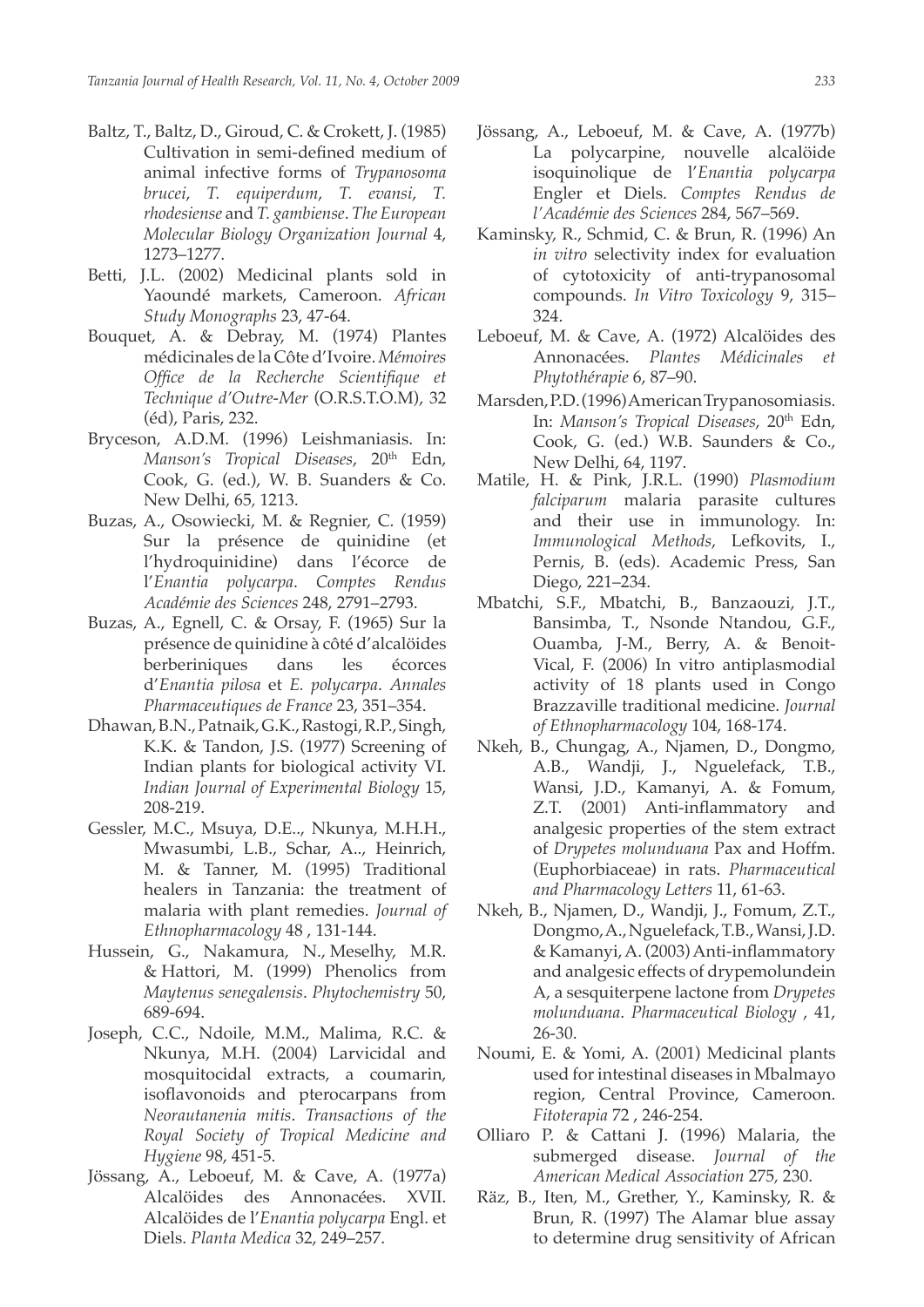Baltz, T., Baltz, D., Giroud, C. & Crokett, J. (1985) Cultivation in semi-defined medium of animal infective forms of *Trypanosoma brucei*, *T. equiperdum*, *T. evansi*, *T. rhodesiense* and *T. gambiense*. *The European Molecular Biology Organization Journal* 4, 1273–1277.

Betti, J.L. (2002) Medicinal plants sold in Yaoundé markets, Cameroon. *African Study Monographs* 23, 47-64.

Bouquet, A. & Debray, M. (1974) Plantes médicinales de la Côte d'Ivoire. *Mémoires Office de la Recherche Scientifique et Technique d'Outre-Mer* (O.R.S.T.O.M), 32 (éd), Paris, 232.

Bryceson, A.D.M. (1996) Leishmaniasis. In: *Manson's Tropical Diseases*, 20th Edn, Cook, G. (ed.), W. B. Suanders & Co. New Delhi, 65, 1213.

Buzas, A., Osowiecki, M. & Regnier, C. (1959) Sur la présence de quinidine (et l'hydroquinidine) dans l'écorce de l'*Enantia polycarpa*. *Comptes Rendus Académie des Sciences* 248, 2791–2793.

Buzas, A., Egnell, C. & Orsay, F. (1965) Sur la présence de quinidine à côté d'alcalöides berberiniques dans les écorces d'*Enantia pilosa* et *E. polycarpa*. *Annales Pharmaceutiques de France* 23, 351–354.

Dhawan, B.N., Patnaik, G.K., Rastogi, R.P., Singh, K.K. & Tandon, J.S. (1977) Screening of Indian plants for biological activity VI. *Indian Journal of Experimental Biology* 15, 208-219.

Gessler, M.C., Msuya, D.E.., Nkunya, M.H.H., Mwasumbi, L.B., Schar, A.., Heinrich, M. & Tanner, M. (1995) Traditional healers in Tanzania: the treatment of malaria with plant remedies. *Journal of Ethnopharmacology* 48 , 131-144.

Hussein, G., Nakamura, N., Meselhy, M.R. & Hattori, M. (1999) Phenolics from *Maytenus senegalensis*. *Phytochemistry* 50, 689-694.

Joseph, C.C., Ndoile, M.M., Malima, R.C. & Nkunya, M.H. (2004) Larvicidal and mosquitocidal extracts, a coumarin, isoflavonoids and pterocarpans from *Neorautanenia mitis*. *Transactions of the Royal Society of Tropical Medicine and Hygiene* 98, 451-5.

Jössang, A., Leboeuf, M. & Cave, A. (1977a) Alcalöides des Annonacées. XVII. Alcalöides de l'*Enantia polycarpa* Engl. et Diels. *Planta Medica* 32, 249–257.

Jössang, A., Leboeuf, M. & Cave, A. (1977b) La polycarpine, nouvelle alcalöide isoquinolique de l'*Enantia polycarpa* Engler et Diels. *Comptes Rendus de l'Académie des Sciences* 284, 567–569.

Kaminsky, R., Schmid, C. & Brun, R. (1996) An *in vitro* selectivity index for evaluation of cytotoxicity of anti-trypanosomal compounds. *In Vitro Toxicology* 9, 315–324.

Leboeuf, M. & Cave, A. (1972) Alcalöides des Annonacées. *Plantes Médicinales et Phytothérapie* 6, 87–90.

Marsden, P.D. (1996) American Trypanosomiasis. In: *Manson's Tropical Diseases*, 20th Edn, Cook, G. (ed.) W.B. Saunders & Co., New Delhi, 64, 1197.

Matile, H. & Pink, J.R.L. (1990) *Plasmodium falciparum* malaria parasite cultures and their use in immunology. In: *Immunological Methods*, Lefkovits, I., Pernis, B. (eds). Academic Press, San Diego, 221–234.

Mbatchi, S.F., Mbatchi, B., Banzaouzi, J.T., Bansimba, T., Nsonde Ntandou, G.F., Ouamba, J-M., Berry, A. & Benoit-Vical, F. (2006) In vitro antiplasmodial activity of 18 plants used in Congo Brazzaville traditional medicine. *Journal of Ethnopharmacology* 104, 168-174.

Nkeh, B., Chungag, A., Njamen, D., Dongmo, A.B., Wandji, J., Nguelefack, T.B., Wansi, J.D., Kamanyi, A. & Fomum, Z.T. (2001) Anti-inflammatory and analgesic properties of the stem extract of *Drypetes molunduana* Pax and Hoffm. (Euphorbiaceae) in rats. *Pharmaceutical and Pharmacology Letters* 11, 61-63.

Nkeh, B., Njamen, D., Wandji, J., Fomum, Z.T., Dongmo, A., Nguelefack, T.B., Wansi, J.D. & Kamanyi, A. (2003) Anti-inflammatory and analgesic effects of drypemolundein A, a sesquiterpene lactone from *Drypetes molunduana*. *Pharmaceutical Biology* , 41, 26-30.

Noumi, E. & Yomi, A. (2001) Medicinal plants used for intestinal diseases in Mbalmayo region, Central Province, Cameroon. *Fitoterapia* 72 , 246-254.

Olliaro P. & Cattani J. (1996) Malaria, the submerged disease. *Journal of the American Medical Association* 275, 230.

Räz, B., Iten, M., Grether, Y., Kaminsky, R. & Brun, R. (1997) The Alamar blue assay to determine drug sensitivity of African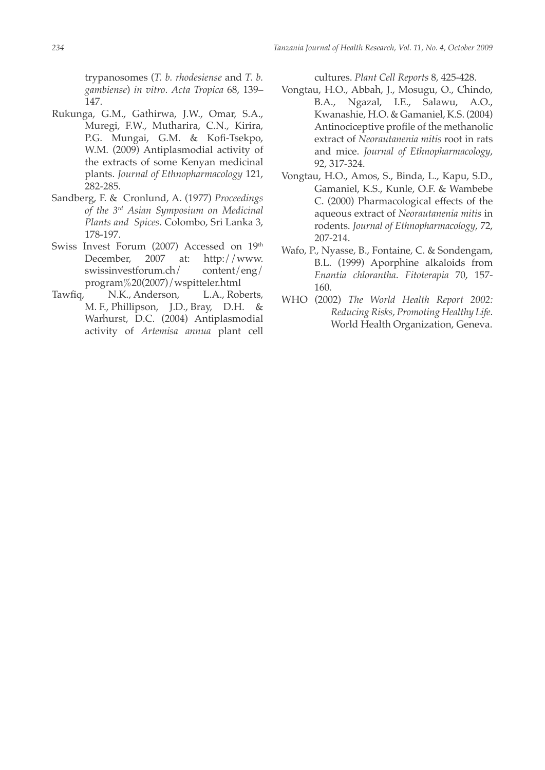trypanosomes (*T. b. rhodesiense* and *T. b. gambiense*) *in vitro*. *Acta Tropica* 68, 139–147.

Rukunga, G.M., Gathirwa, J.W., Omar, S.A., Muregi, F.W., Mutharira, C.N., Kirira, P.G. Mungai, G.M. & Kofi-Tsekpo, W.M. (2009) Antiplasmodial activity of the extracts of some Kenyan medicinal plants. *Journal of Ethnopharmacology* 121, 282-285.

Sandberg, F. & Cronlund, A. (1977) *Proceedings of the 3rd Asian Symposium on Medicinal Plants and Spices*. Colombo, Sri Lanka 3, 178-197.

Swiss Invest Forum (2007) Accessed on 19th December, 2007 at: http://www.swissinvestforum.ch/ content/eng/program%20(2007)/wspitteler.html

Tawfiq, N.K., Anderson, L.A., Roberts, M. F., Phillipson, J.D., Bray, D.H. & Warhurst, D.C. (2004) Antiplasmodial activity of *Artemisa annua* plant cell cultures. *Plant Cell Reports* 8, 425-428.

Vongtau, H.O., Abbah, J., Mosugu, O., Chindo, B.A., Ngazal, I.E., Salawu, A.O., Kwanashie, H.O. & Gamaniel, K.S. (2004) Antinociceptive profile of the methanolic extract of *Neorautanenia mitis* root in rats and mice. *Journal of Ethnopharmacology*, 92, 317-324.

Vongtau, H.O., Amos, S., Binda, L., Kapu, S.D., Gamaniel, K.S., Kunle, O.F. & Wambebe C. (2000) Pharmacological effects of the aqueous extract of *Neorautanenia mitis* in rodents. *Journal of Ethnopharmacology*, 72, 207-214.

Wafo, P., Nyasse, B., Fontaine, C. & Sondengam, B.L. (1999) Aporphine alkaloids from *Enantia chlorantha*. *Fitoterapia* 70, 157-160.

WHO (2002) *The World Health Report 2002: Reducing Risks, Promoting Healthy Life*. World Health Organization, Geneva.